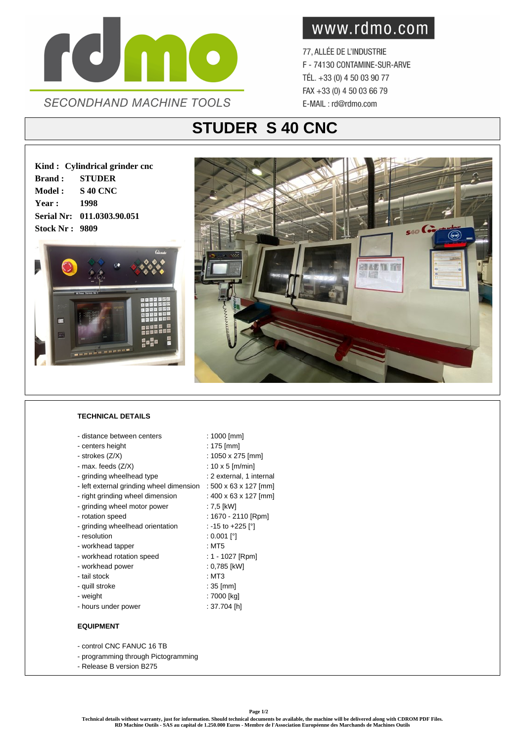www.rdmo.com

77, ALLÉE DE L'INDUSTRIE
F - 74130 CONTAMINE-SUR-ARVE
TÉL. +33 (0) 4 50 03 90 77
FAX +33 (0) 4 50 03 66 79
E-MAIL : rd@rdmo.com

SECONDHAND MACHINE TOOLS

# STUDER S 40 CNC

**Kind :** **Cylindrical grinder cnc**
**Brand :** **STUDER**
**Model :** **S 40 CNC**
**Year :** **1998**
**Serial Nr:** **011.0303.90.051**
**Stock Nr :** **9809**

### TECHNICAL DETAILS

| | |
|---|---|
| - distance between centers | : 1000 [mm] |
| - centers height | : 175 [mm] |
| - strokes (Z/X) | : 1050 x 275 [mm] |
| - max. feeds (Z/X) | : 10 x 5 [m/min] |
| - grinding wheelhead type | : 2 external, 1 internal |
| - left external grinding wheel dimension | : 500 x 63 x 127 [mm] |
| - right grinding wheel dimension | : 400 x 63 x 127 [mm] |
| - grinding wheel motor power | : 7,5 [kW] |
| - rotation speed | : 1670 - 2110 [Rpm] |
| - grinding wheelhead orientation | : -15 to +225 [°] |
| - resolution | : 0.001 [°] |
| - workhead tapper | : MT5 |
| - workhead rotation speed | : 1 - 1027 [Rpm] |
| - workhead power | : 0,785 [kW] |
| - tail stock | : MT3 |
| - quill stroke | : 35 [mm] |
| - weight | : 7000 [kg] |
| - hours under power | : 37.704 [h] |

### EQUIPMENT

- control CNC FANUC 16 TB
- programming through Pictogramming
- Release B version B275

**Technical details without warranty, just for information. Should technical documents be available, the machine will be delivered along with CDROM PDF Files.**
**RD Machine Outils - SAS au capital de 1.250.000 Euros - Membre de l'Association Européenne des Marchands de Machines Outils**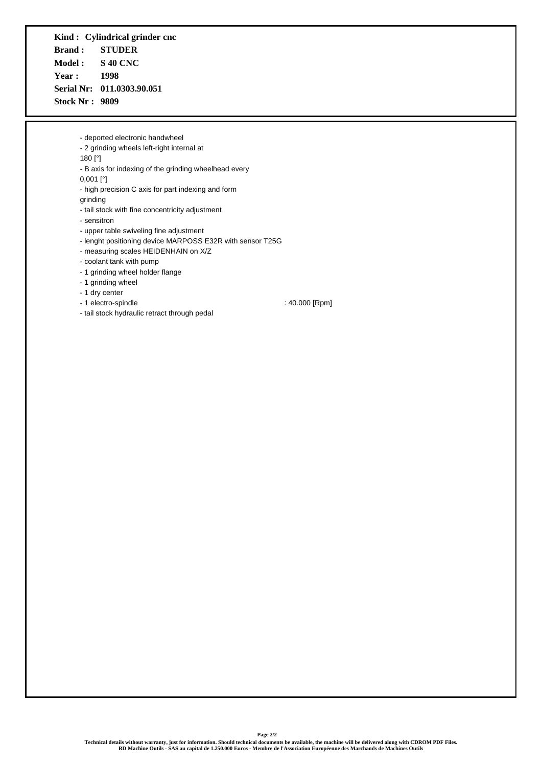**Kind : Cylindrical grinder cnc**
**Brand : STUDER**
**Model : S 40 CNC**
**Year : 1998**
**Serial Nr: 011.0303.90.051**
**Stock Nr : 9809**

- deported electronic handwheel
- 2 grinding wheels left-right internal at 180 [°]
- B axis for indexing of the grinding wheelhead every 0,001 [°]
- high precision C axis for part indexing and form grinding
- tail stock with fine concentricity adjustment
- sensitron
- upper table swiveling fine adjustment
- lenght positioning device MARPOSS E32R with sensor T25G
- measuring scales HEIDENHAIN on X/Z
- coolant tank with pump
- 1 grinding wheel holder flange
- 1 grinding wheel
- 1 dry center
- 1 electro-spindle : 40.000 [Rpm]
- tail stock hydraulic retract through pedal

**Technical details without warranty, just for information. Should technical documents be available, the machine will be delivered along with CDROM PDF Files.**
**RD Machine Outils - SAS au capital de 1.250.000 Euros - Membre de l'Association Européenne des Marchands de Machines Outils**